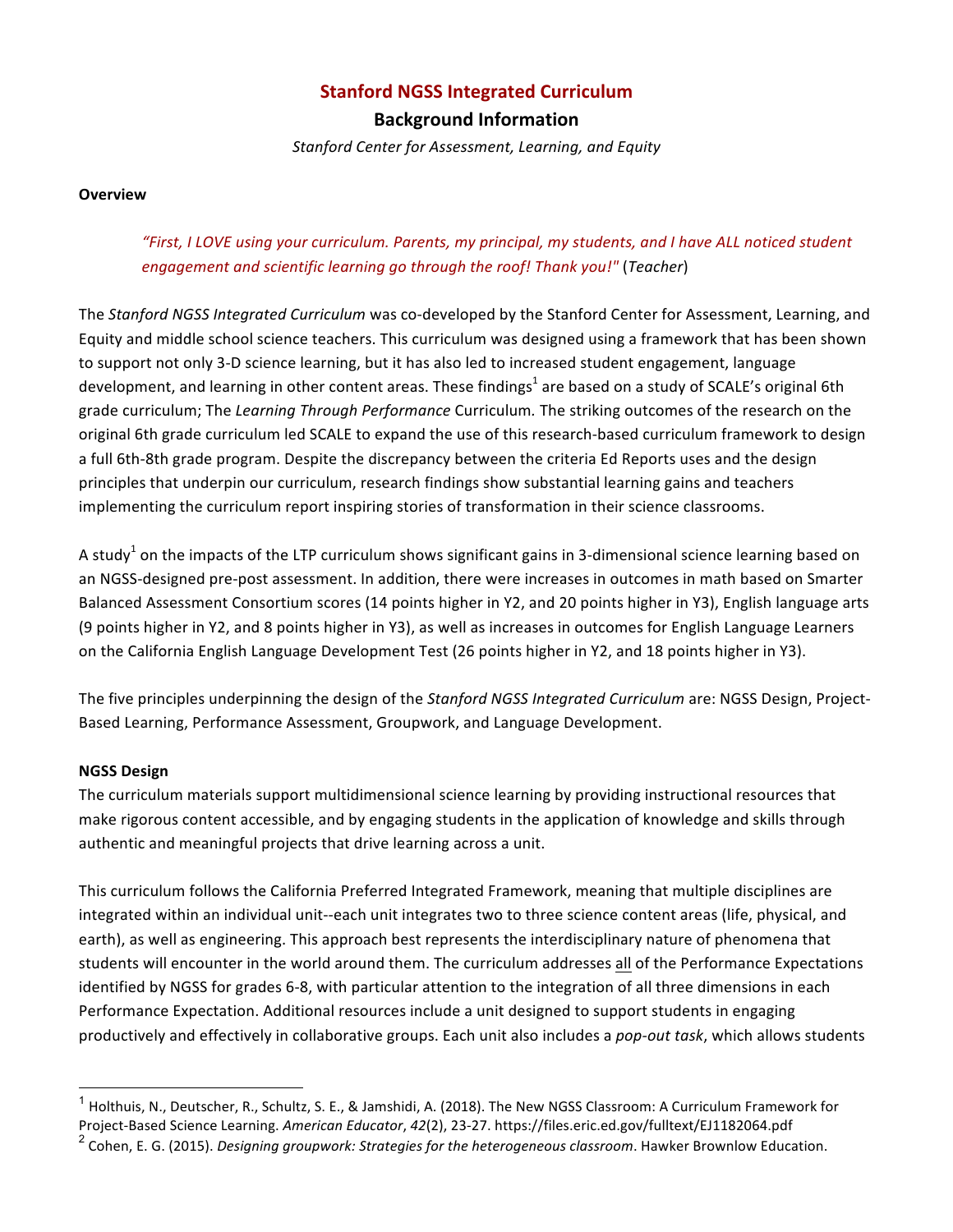# Stanford NGSS Integrated Curriculum

## Background Information

*Stanford Center for Assessment, Learning, and Equity*

**Overview**

> *"First, I LOVE using your curriculum. Parents, my principal, my students, and I have ALL noticed student engagement and scientific learning go through the roof! Thank you!"* (*Teacher*)

The *Stanford NGSS Integrated Curriculum* was co-developed by the Stanford Center for Assessment, Learning, and Equity and middle school science teachers. This curriculum was designed using a framework that has been shown to support not only 3-D science learning, but it has also led to increased student engagement, language development, and learning in other content areas. These findings[1] are based on a study of SCALE's original 6th grade curriculum; The *Learning Through Performance* Curriculum. The striking outcomes of the research on the original 6th grade curriculum led SCALE to expand the use of this research-based curriculum framework to design a full 6th-8th grade program. Despite the discrepancy between the criteria Ed Reports uses and the design principles that underpin our curriculum, research findings show substantial learning gains and teachers implementing the curriculum report inspiring stories of transformation in their science classrooms.

A study[1] on the impacts of the LTP curriculum shows significant gains in 3-dimensional science learning based on an NGSS-designed pre-post assessment. In addition, there were increases in outcomes in math based on Smarter Balanced Assessment Consortium scores (14 points higher in Y2, and 20 points higher in Y3), English language arts (9 points higher in Y2, and 8 points higher in Y3), as well as increases in outcomes for English Language Learners on the California English Language Development Test (26 points higher in Y2, and 18 points higher in Y3).

The five principles underpinning the design of the *Stanford NGSS Integrated Curriculum* are: NGSS Design, Project-Based Learning, Performance Assessment, Groupwork, and Language Development.

**NGSS Design**

The curriculum materials support multidimensional science learning by providing instructional resources that make rigorous content accessible, and by engaging students in the application of knowledge and skills through authentic and meaningful projects that drive learning across a unit.

This curriculum follows the California Preferred Integrated Framework, meaning that multiple disciplines are integrated within an individual unit--each unit integrates two to three science content areas (life, physical, and earth), as well as engineering. This approach best represents the interdisciplinary nature of phenomena that students will encounter in the world around them. The curriculum addresses all of the Performance Expectations identified by NGSS for grades 6-8, with particular attention to the integration of all three dimensions in each Performance Expectation. Additional resources include a unit designed to support students in engaging productively and effectively in collaborative groups. Each unit also includes a *pop-out task*, which allows students

---

[1] Holthuis, N., Deutscher, R., Schultz, S. E., & Jamshidi, A. (2018). The New NGSS Classroom: A Curriculum Framework for Project-Based Science Learning. *American Educator*, *42*(2), 23-27. https://files.eric.ed.gov/fulltext/EJ1182064.pdf

[2] Cohen, E. G. (2015). *Designing groupwork: Strategies for the heterogeneous classroom*. Hawker Brownlow Education.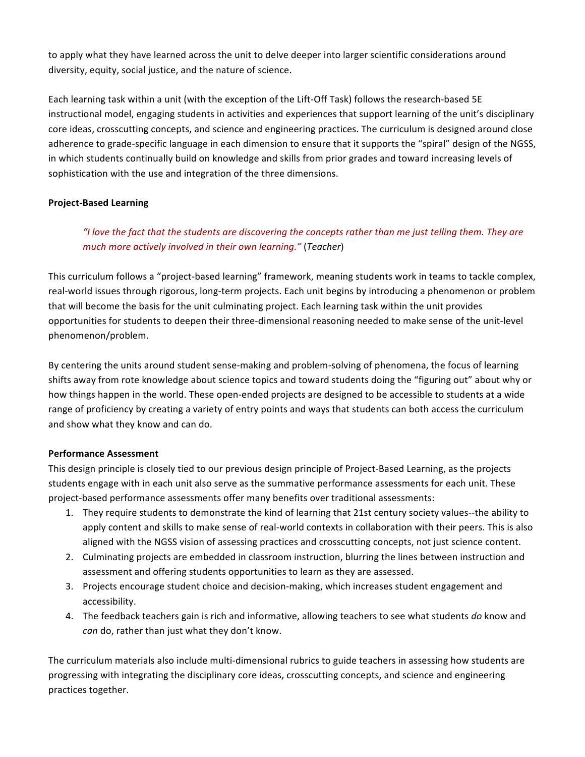to apply what they have learned across the unit to delve deeper into larger scientific considerations around diversity, equity, social justice, and the nature of science.

Each learning task within a unit (with the exception of the Lift-Off Task) follows the research-based 5E instructional model, engaging students in activities and experiences that support learning of the unit's disciplinary core ideas, crosscutting concepts, and science and engineering practices. The curriculum is designed around close adherence to grade-specific language in each dimension to ensure that it supports the "spiral" design of the NGSS, in which students continually build on knowledge and skills from prior grades and toward increasing levels of sophistication with the use and integration of the three dimensions.

**Project-Based Learning**

> *"I love the fact that the students are discovering the concepts rather than me just telling them. They are much more actively involved in their own learning."* (*Teacher*)

This curriculum follows a "project-based learning" framework, meaning students work in teams to tackle complex, real-world issues through rigorous, long-term projects. Each unit begins by introducing a phenomenon or problem that will become the basis for the unit culminating project. Each learning task within the unit provides opportunities for students to deepen their three-dimensional reasoning needed to make sense of the unit-level phenomenon/problem.

By centering the units around student sense-making and problem-solving of phenomena, the focus of learning shifts away from rote knowledge about science topics and toward students doing the "figuring out" about why or how things happen in the world. These open-ended projects are designed to be accessible to students at a wide range of proficiency by creating a variety of entry points and ways that students can both access the curriculum and show what they know and can do.

**Performance Assessment**

This design principle is closely tied to our previous design principle of Project-Based Learning, as the projects students engage with in each unit also serve as the summative performance assessments for each unit. These project-based performance assessments offer many benefits over traditional assessments:

1. They require students to demonstrate the kind of learning that 21st century society values--the ability to apply content and skills to make sense of real-world contexts in collaboration with their peers. This is also aligned with the NGSS vision of assessing practices and crosscutting concepts, not just science content.
2. Culminating projects are embedded in classroom instruction, blurring the lines between instruction and assessment and offering students opportunities to learn as they are assessed.
3. Projects encourage student choice and decision-making, which increases student engagement and accessibility.
4. The feedback teachers gain is rich and informative, allowing teachers to see what students *do* know and *can* do, rather than just what they don't know.

The curriculum materials also include multi-dimensional rubrics to guide teachers in assessing how students are progressing with integrating the disciplinary core ideas, crosscutting concepts, and science and engineering practices together.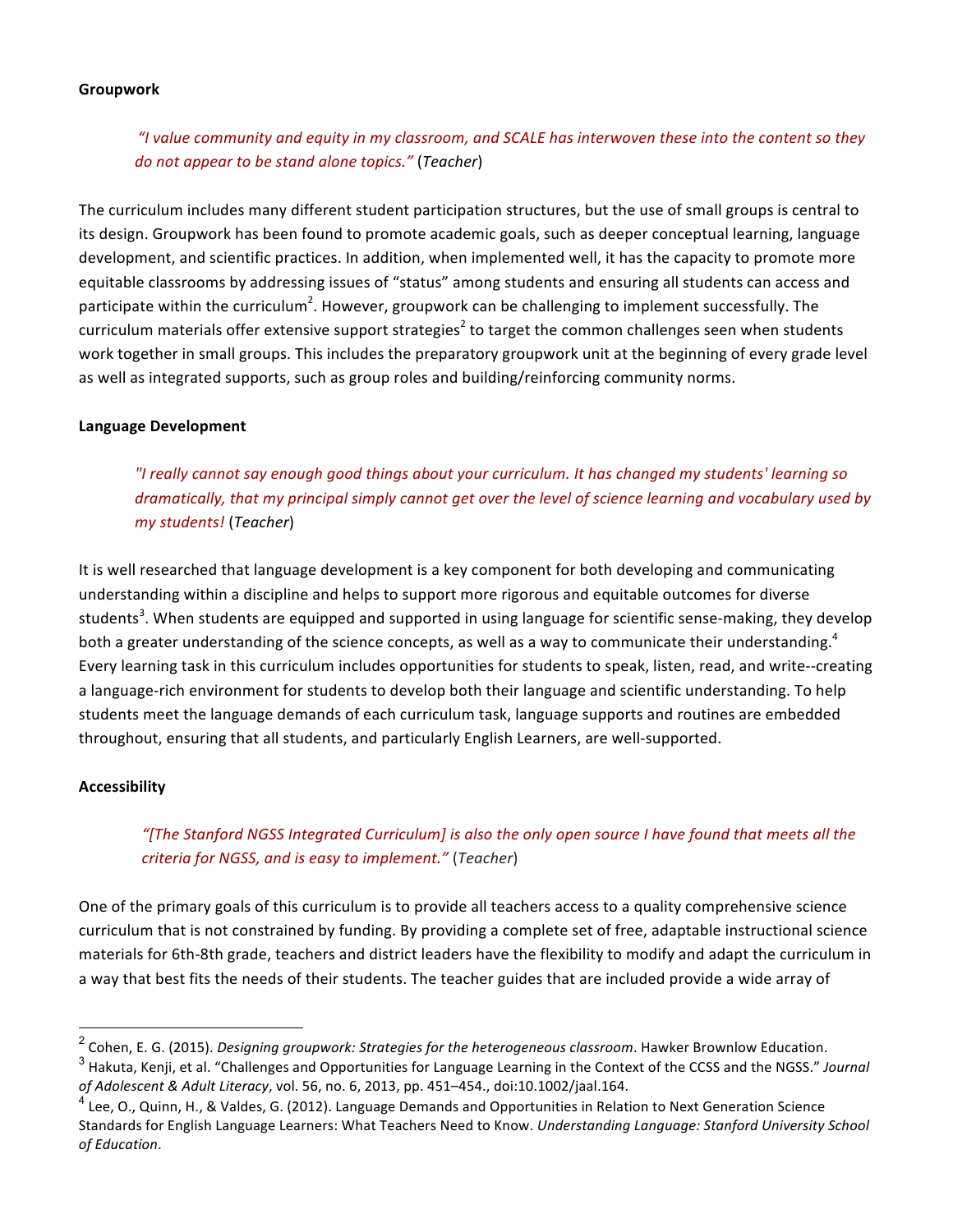**Groupwork**

> *"I value community and equity in my classroom, and SCALE has interwoven these into the content so they do not appear to be stand alone topics."* (*Teacher*)

The curriculum includes many different student participation structures, but the use of small groups is central to its design. Groupwork has been found to promote academic goals, such as deeper conceptual learning, language development, and scientific practices. In addition, when implemented well, it has the capacity to promote more equitable classrooms by addressing issues of "status" among students and ensuring all students can access and participate within the curriculum[2]. However, groupwork can be challenging to implement successfully. The curriculum materials offer extensive support strategies[2] to target the common challenges seen when students work together in small groups. This includes the preparatory groupwork unit at the beginning of every grade level as well as integrated supports, such as group roles and building/reinforcing community norms.

**Language Development**

> *"I really cannot say enough good things about your curriculum. It has changed my students' learning so dramatically, that my principal simply cannot get over the level of science learning and vocabulary used by my students!* (*Teacher*)

It is well researched that language development is a key component for both developing and communicating understanding within a discipline and helps to support more rigorous and equitable outcomes for diverse students[3]. When students are equipped and supported in using language for scientific sense-making, they develop both a greater understanding of the science concepts, as well as a way to communicate their understanding.[4] Every learning task in this curriculum includes opportunities for students to speak, listen, read, and write--creating a language-rich environment for students to develop both their language and scientific understanding. To help students meet the language demands of each curriculum task, language supports and routines are embedded throughout, ensuring that all students, and particularly English Learners, are well-supported.

**Accessibility**

> *"[The Stanford NGSS Integrated Curriculum] is also the only open source I have found that meets all the criteria for NGSS, and is easy to implement."* (*Teacher*)

One of the primary goals of this curriculum is to provide all teachers access to a quality comprehensive science curriculum that is not constrained by funding. By providing a complete set of free, adaptable instructional science materials for 6th-8th grade, teachers and district leaders have the flexibility to modify and adapt the curriculum in a way that best fits the needs of their students. The teacher guides that are included provide a wide array of

---

[2] Cohen, E. G. (2015). *Designing groupwork: Strategies for the heterogeneous classroom*. Hawker Brownlow Education.

[3] Hakuta, Kenji, et al. "Challenges and Opportunities for Language Learning in the Context of the CCSS and the NGSS." *Journal of Adolescent & Adult Literacy*, vol. 56, no. 6, 2013, pp. 451–454., doi:10.1002/jaal.164.

[4] Lee, O., Quinn, H., & Valdes, G. (2012). Language Demands and Opportunities in Relation to Next Generation Science Standards for English Language Learners: What Teachers Need to Know. *Understanding Language: Stanford University School of Education*.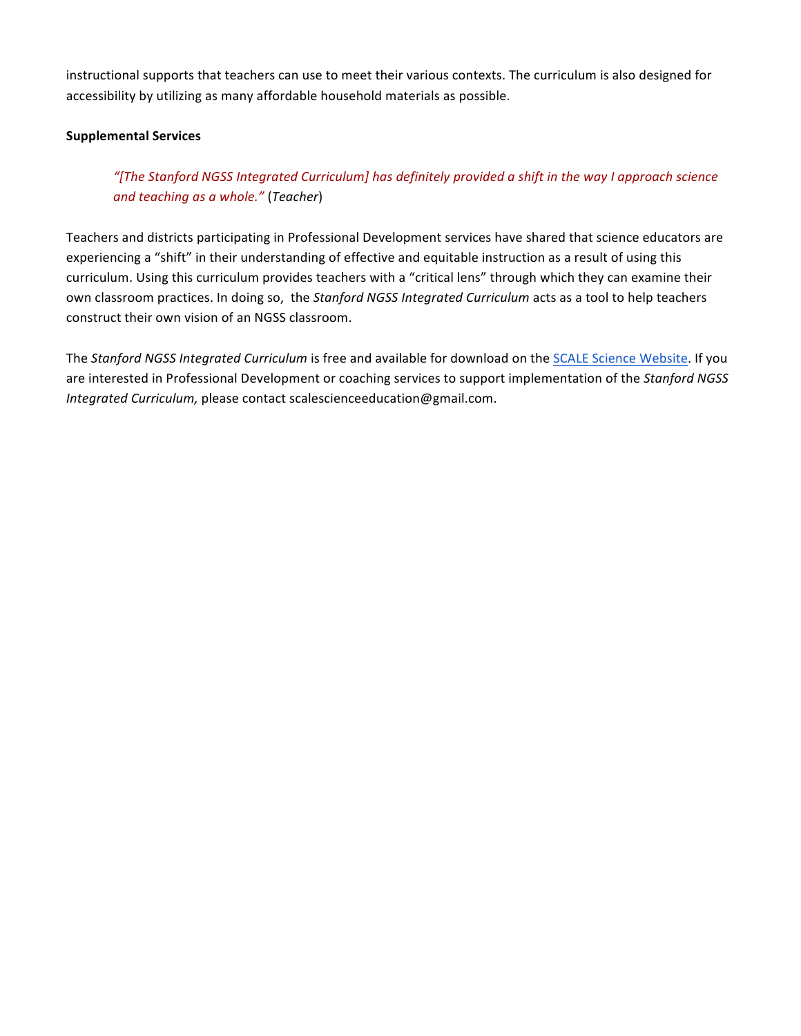instructional supports that teachers can use to meet their various contexts. The curriculum is also designed for accessibility by utilizing as many affordable household materials as possible.

**Supplemental Services**

> *"[The Stanford NGSS Integrated Curriculum] has definitely provided a shift in the way I approach science and teaching as a whole."* (*Teacher*)

Teachers and districts participating in Professional Development services have shared that science educators are experiencing a "shift" in their understanding of effective and equitable instruction as a result of using this curriculum. Using this curriculum provides teachers with a "critical lens" through which they can examine their own classroom practices. In doing so, the *Stanford NGSS Integrated Curriculum* acts as a tool to help teachers construct their own vision of an NGSS classroom.

The *Stanford NGSS Integrated Curriculum* is free and available for download on the SCALE Science Website. If you are interested in Professional Development or coaching services to support implementation of the *Stanford NGSS Integrated Curriculum,* please contact scalescienceeducation@gmail.com.